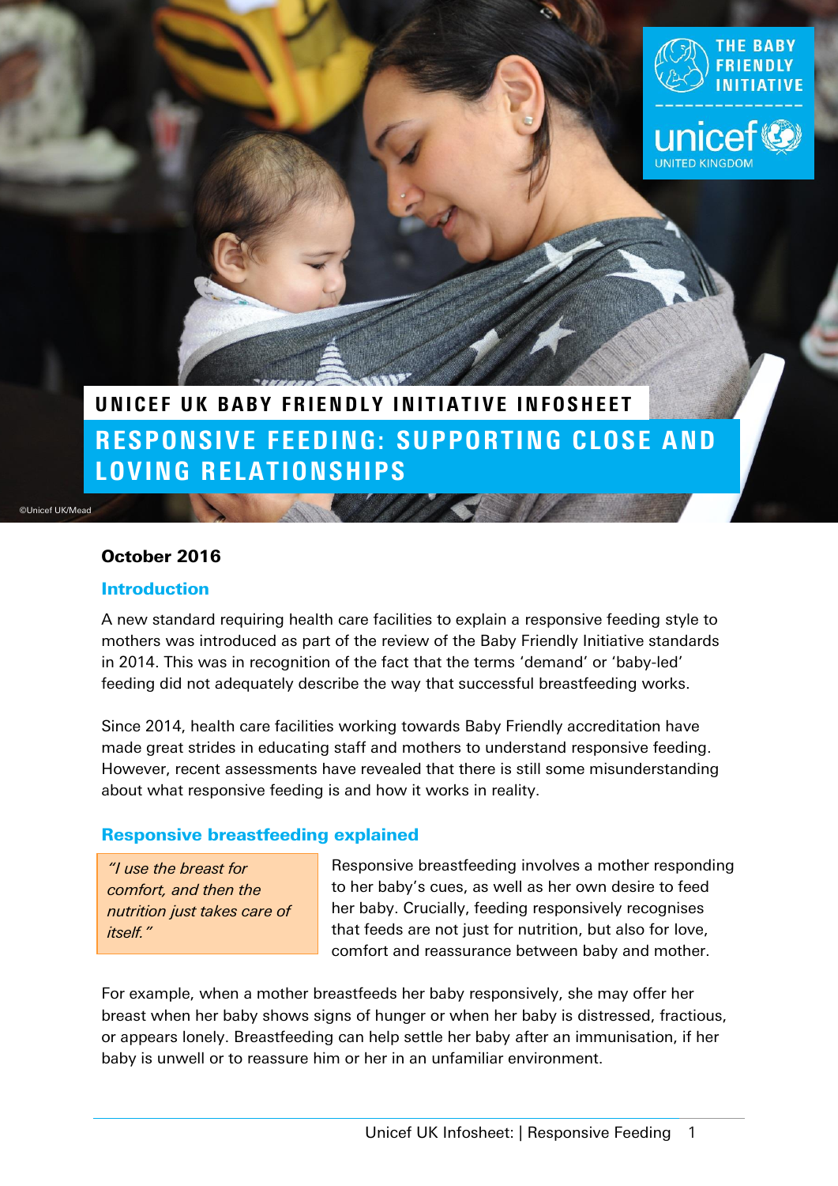THE BABY FRIENDLY INITIATIVE

unicef UNITED KINGDOM

UNICEF UK BABY FRIENDLY INITIATIVE INFOSHEET

# RESPONSIVE FEEDING: SUPPORTING CLOSE AND LOVING RELATIONSHIPS

©Unicef UK/Mead

**October 2016**

## Introduction

A new standard requiring health care facilities to explain a responsive feeding style to mothers was introduced as part of the review of the Baby Friendly Initiative standards in 2014. This was in recognition of the fact that the terms 'demand' or 'baby-led' feeding did not adequately describe the way that successful breastfeeding works.

Since 2014, health care facilities working towards Baby Friendly accreditation have made great strides in educating staff and mothers to understand responsive feeding. However, recent assessments have revealed that there is still some misunderstanding about what responsive feeding is and how it works in reality.

## Responsive breastfeeding explained

> *"I use the breast for comfort, and then the nutrition just takes care of itself."*

Responsive breastfeeding involves a mother responding to her baby's cues, as well as her own desire to feed her baby. Crucially, feeding responsively recognises that feeds are not just for nutrition, but also for love, comfort and reassurance between baby and mother.

For example, when a mother breastfeeds her baby responsively, she may offer her breast when her baby shows signs of hunger or when her baby is distressed, fractious, or appears lonely. Breastfeeding can help settle her baby after an immunisation, if her baby is unwell or to reassure him or her in an unfamiliar environment.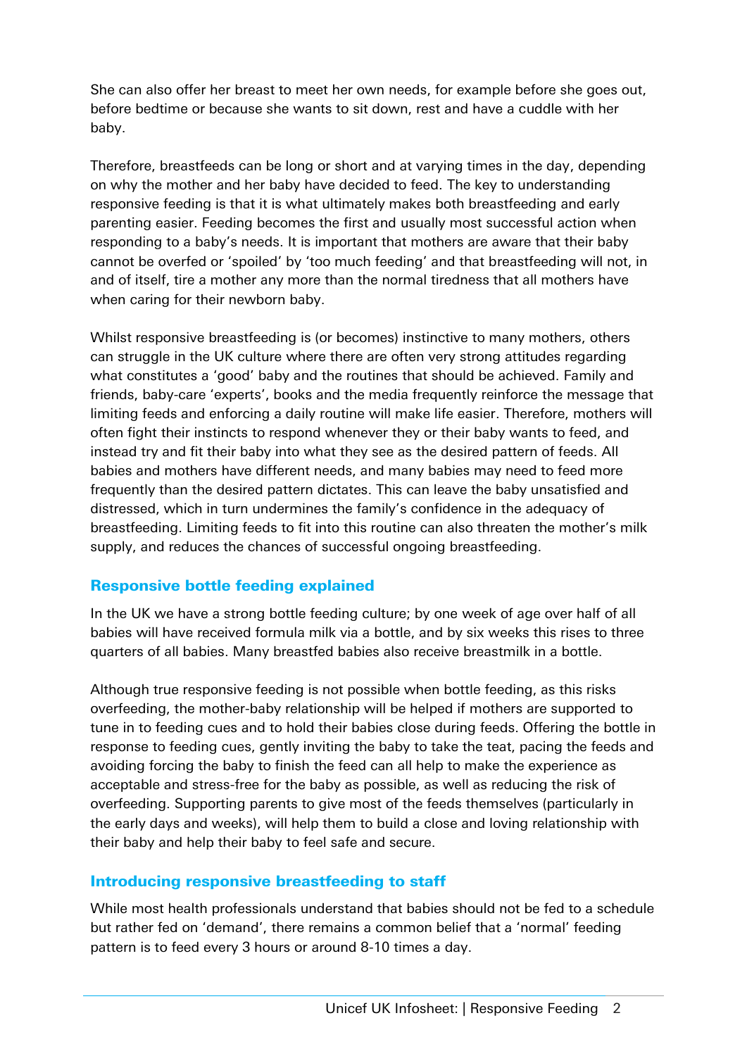She can also offer her breast to meet her own needs, for example before she goes out, before bedtime or because she wants to sit down, rest and have a cuddle with her baby.

Therefore, breastfeeds can be long or short and at varying times in the day, depending on why the mother and her baby have decided to feed. The key to understanding responsive feeding is that it is what ultimately makes both breastfeeding and early parenting easier. Feeding becomes the first and usually most successful action when responding to a baby's needs. It is important that mothers are aware that their baby cannot be overfed or 'spoiled' by 'too much feeding' and that breastfeeding will not, in and of itself, tire a mother any more than the normal tiredness that all mothers have when caring for their newborn baby.

Whilst responsive breastfeeding is (or becomes) instinctive to many mothers, others can struggle in the UK culture where there are often very strong attitudes regarding what constitutes a 'good' baby and the routines that should be achieved. Family and friends, baby-care 'experts', books and the media frequently reinforce the message that limiting feeds and enforcing a daily routine will make life easier. Therefore, mothers will often fight their instincts to respond whenever they or their baby wants to feed, and instead try and fit their baby into what they see as the desired pattern of feeds. All babies and mothers have different needs, and many babies may need to feed more frequently than the desired pattern dictates. This can leave the baby unsatisfied and distressed, which in turn undermines the family's confidence in the adequacy of breastfeeding. Limiting feeds to fit into this routine can also threaten the mother's milk supply, and reduces the chances of successful ongoing breastfeeding.

## Responsive bottle feeding explained

In the UK we have a strong bottle feeding culture; by one week of age over half of all babies will have received formula milk via a bottle, and by six weeks this rises to three quarters of all babies. Many breastfed babies also receive breastmilk in a bottle.

Although true responsive feeding is not possible when bottle feeding, as this risks overfeeding, the mother-baby relationship will be helped if mothers are supported to tune in to feeding cues and to hold their babies close during feeds. Offering the bottle in response to feeding cues, gently inviting the baby to take the teat, pacing the feeds and avoiding forcing the baby to finish the feed can all help to make the experience as acceptable and stress-free for the baby as possible, as well as reducing the risk of overfeeding. Supporting parents to give most of the feeds themselves (particularly in the early days and weeks), will help them to build a close and loving relationship with their baby and help their baby to feel safe and secure.

## Introducing responsive breastfeeding to staff

While most health professionals understand that babies should not be fed to a schedule but rather fed on 'demand', there remains a common belief that a 'normal' feeding pattern is to feed every 3 hours or around 8-10 times a day.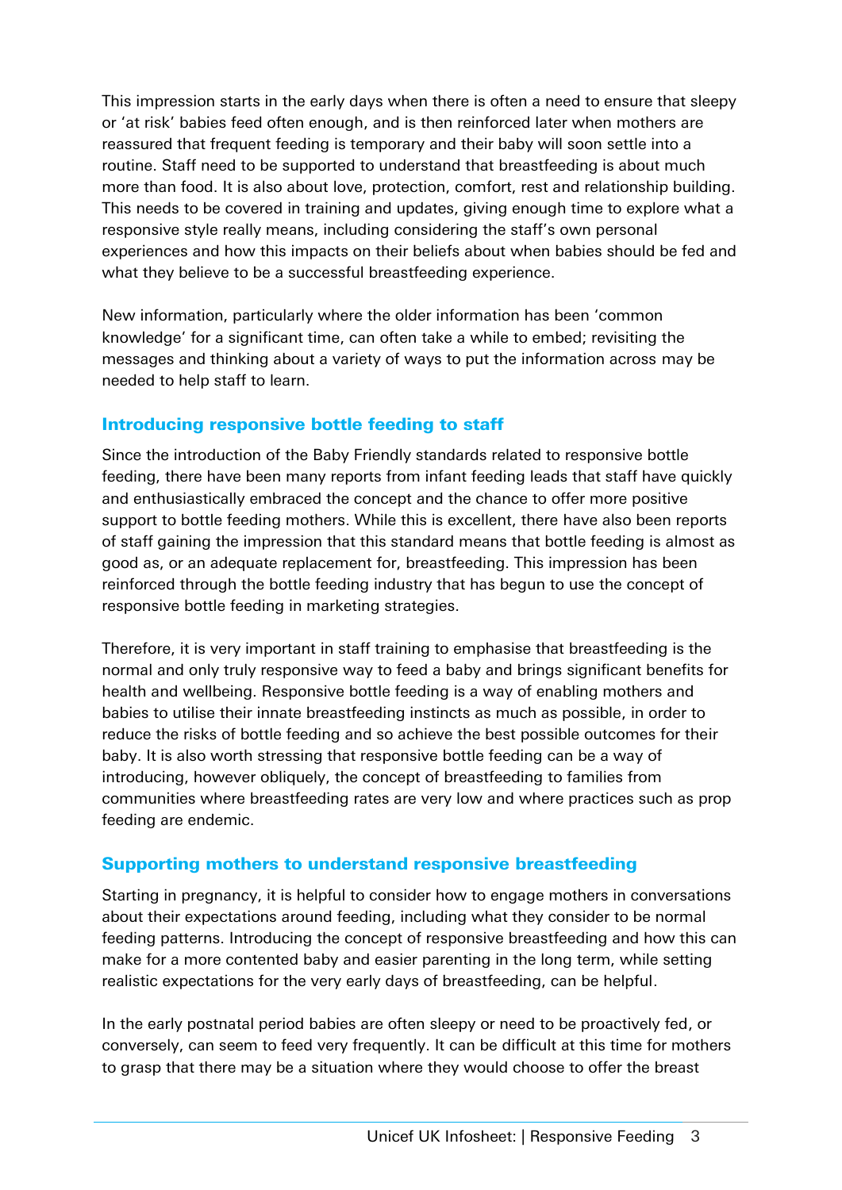This impression starts in the early days when there is often a need to ensure that sleepy or 'at risk' babies feed often enough, and is then reinforced later when mothers are reassured that frequent feeding is temporary and their baby will soon settle into a routine. Staff need to be supported to understand that breastfeeding is about much more than food. It is also about love, protection, comfort, rest and relationship building. This needs to be covered in training and updates, giving enough time to explore what a responsive style really means, including considering the staff's own personal experiences and how this impacts on their beliefs about when babies should be fed and what they believe to be a successful breastfeeding experience.

New information, particularly where the older information has been 'common knowledge' for a significant time, can often take a while to embed; revisiting the messages and thinking about a variety of ways to put the information across may be needed to help staff to learn.

### Introducing responsive bottle feeding to staff

Since the introduction of the Baby Friendly standards related to responsive bottle feeding, there have been many reports from infant feeding leads that staff have quickly and enthusiastically embraced the concept and the chance to offer more positive support to bottle feeding mothers. While this is excellent, there have also been reports of staff gaining the impression that this standard means that bottle feeding is almost as good as, or an adequate replacement for, breastfeeding. This impression has been reinforced through the bottle feeding industry that has begun to use the concept of responsive bottle feeding in marketing strategies.

Therefore, it is very important in staff training to emphasise that breastfeeding is the normal and only truly responsive way to feed a baby and brings significant benefits for health and wellbeing. Responsive bottle feeding is a way of enabling mothers and babies to utilise their innate breastfeeding instincts as much as possible, in order to reduce the risks of bottle feeding and so achieve the best possible outcomes for their baby. It is also worth stressing that responsive bottle feeding can be a way of introducing, however obliquely, the concept of breastfeeding to families from communities where breastfeeding rates are very low and where practices such as prop feeding are endemic.

### Supporting mothers to understand responsive breastfeeding

Starting in pregnancy, it is helpful to consider how to engage mothers in conversations about their expectations around feeding, including what they consider to be normal feeding patterns. Introducing the concept of responsive breastfeeding and how this can make for a more contented baby and easier parenting in the long term, while setting realistic expectations for the very early days of breastfeeding, can be helpful.

In the early postnatal period babies are often sleepy or need to be proactively fed, or conversely, can seem to feed very frequently. It can be difficult at this time for mothers to grasp that there may be a situation where they would choose to offer the breast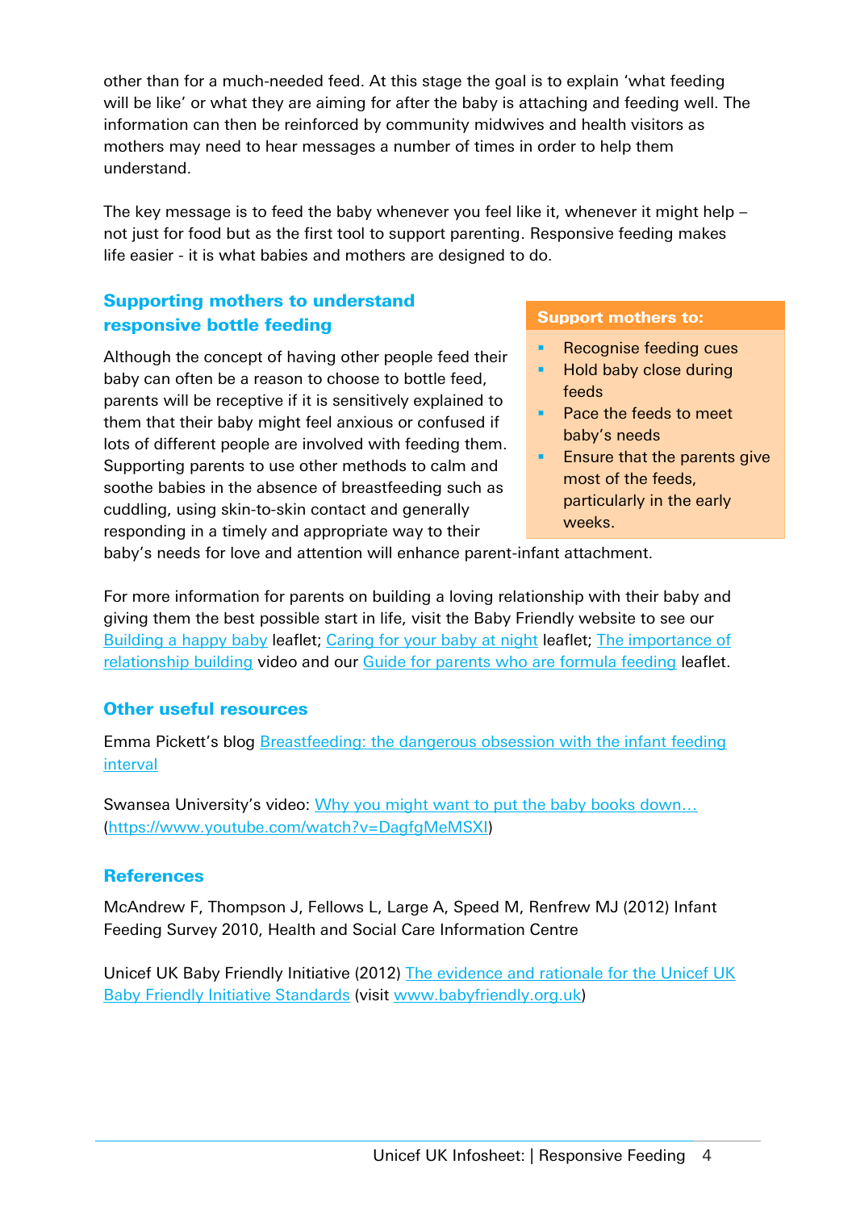other than for a much-needed feed. At this stage the goal is to explain 'what feeding will be like' or what they are aiming for after the baby is attaching and feeding well. The information can then be reinforced by community midwives and health visitors as mothers may need to hear messages a number of times in order to help them understand.

The key message is to feed the baby whenever you feel like it, whenever it might help – not just for food but as the first tool to support parenting. Responsive feeding makes life easier - it is what babies and mothers are designed to do.

## Supporting mothers to understand responsive bottle feeding

Although the concept of having other people feed their baby can often be a reason to choose to bottle feed, parents will be receptive if it is sensitively explained to them that their baby might feel anxious or confused if lots of different people are involved with feeding them. Supporting parents to use other methods to calm and soothe babies in the absence of breastfeeding such as cuddling, using skin-to-skin contact and generally responding in a timely and appropriate way to their baby's needs for love and attention will enhance parent-infant attachment.

**Support mothers to:**

- Recognise feeding cues
- Hold baby close during feeds
- Pace the feeds to meet baby's needs
- Ensure that the parents give most of the feeds, particularly in the early weeks.

For more information for parents on building a loving relationship with their baby and giving them the best possible start in life, visit the Baby Friendly website to see our Building a happy baby leaflet; Caring for your baby at night leaflet; The importance of relationship building video and our Guide for parents who are formula feeding leaflet.

## Other useful resources

Emma Pickett's blog Breastfeeding: the dangerous obsession with the infant feeding interval

Swansea University's video: Why you might want to put the baby books down… (https://www.youtube.com/watch?v=DagfgMeMSXI)

## References

McAndrew F, Thompson J, Fellows L, Large A, Speed M, Renfrew MJ (2012) Infant Feeding Survey 2010, Health and Social Care Information Centre

Unicef UK Baby Friendly Initiative (2012) The evidence and rationale for the Unicef UK Baby Friendly Initiative Standards (visit www.babyfriendly.org.uk)